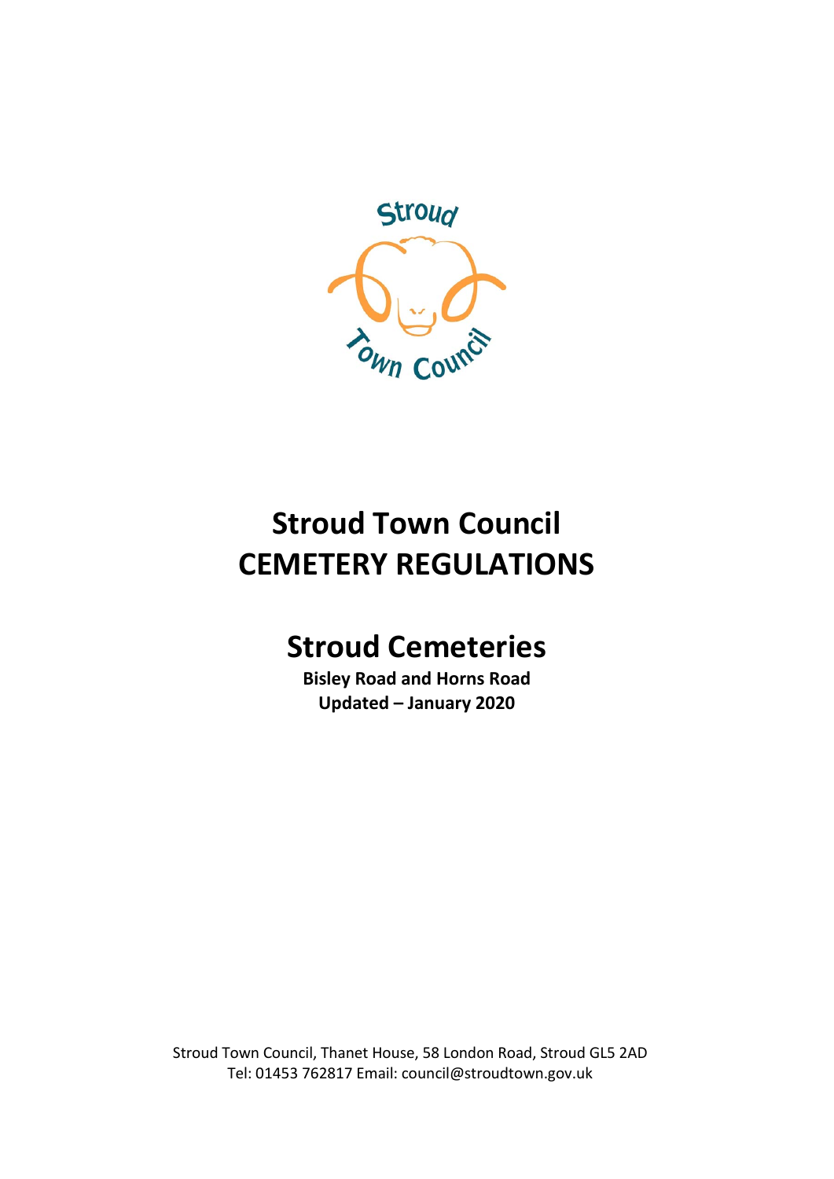# Stroud Town Council
# CEMETERY REGULATIONS

## Stroud Cemeteries

**Bisley Road and Horns Road**
**Updated – January 2020**

Stroud Town Council, Thanet House, 58 London Road, Stroud GL5 2AD
Tel: 01453 762817 Email: council@stroudtown.gov.uk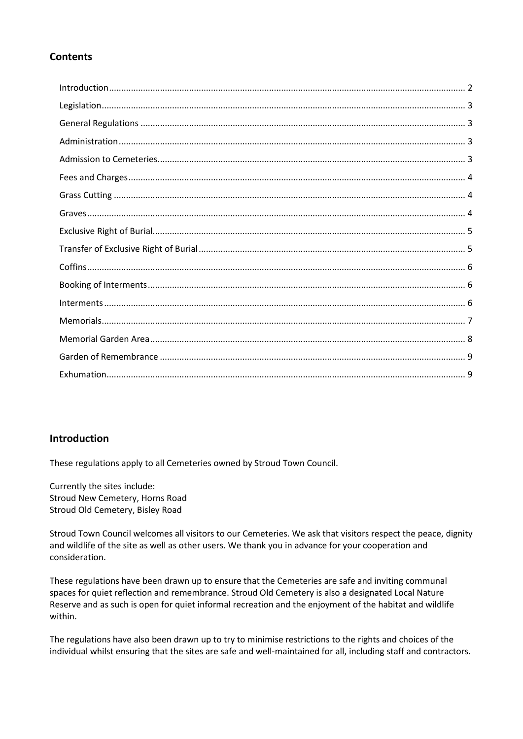## Contents

- Introduction ..... 2
- Legislation ..... 3
- General Regulations ..... 3
- Administration ..... 3
- Admission to Cemeteries ..... 3
- Fees and Charges ..... 4
- Grass Cutting ..... 4
- Graves ..... 4
- Exclusive Right of Burial ..... 5
- Transfer of Exclusive Right of Burial ..... 5
- Coffins ..... 6
- Booking of Interments ..... 6
- Interments ..... 6
- Memorials ..... 7
- Memorial Garden Area ..... 8
- Garden of Remembrance ..... 9
- Exhumation ..... 9

## Introduction

These regulations apply to all Cemeteries owned by Stroud Town Council.

Currently the sites include:
Stroud New Cemetery, Horns Road
Stroud Old Cemetery, Bisley Road

Stroud Town Council welcomes all visitors to our Cemeteries. We ask that visitors respect the peace, dignity and wildlife of the site as well as other users. We thank you in advance for your cooperation and consideration.

These regulations have been drawn up to ensure that the Cemeteries are safe and inviting communal spaces for quiet reflection and remembrance. Stroud Old Cemetery is also a designated Local Nature Reserve and as such is open for quiet informal recreation and the enjoyment of the habitat and wildlife within.

The regulations have also been drawn up to try to minimise restrictions to the rights and choices of the individual whilst ensuring that the sites are safe and well-maintained for all, including staff and contractors.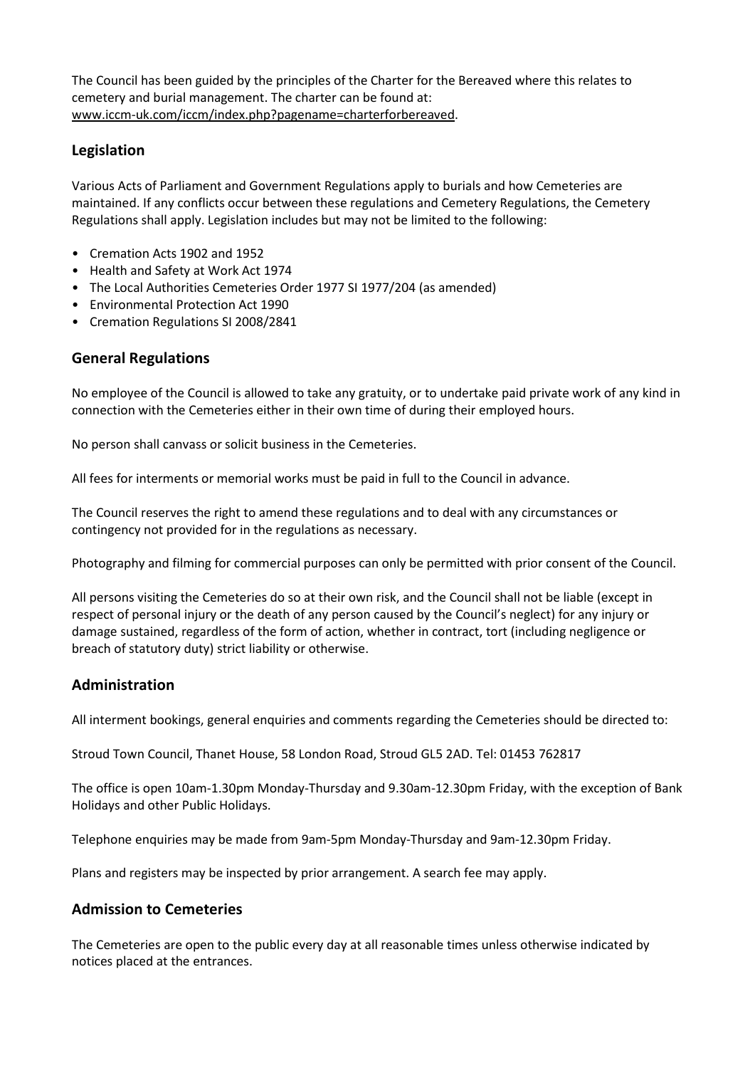The Council has been guided by the principles of the Charter for the Bereaved where this relates to cemetery and burial management. The charter can be found at: www.iccm-uk.com/iccm/index.php?pagename=charterforbereaved.

## Legislation

Various Acts of Parliament and Government Regulations apply to burials and how Cemeteries are maintained. If any conflicts occur between these regulations and Cemetery Regulations, the Cemetery Regulations shall apply. Legislation includes but may not be limited to the following:

- Cremation Acts 1902 and 1952
- Health and Safety at Work Act 1974
- The Local Authorities Cemeteries Order 1977 SI 1977/204 (as amended)
- Environmental Protection Act 1990
- Cremation Regulations SI 2008/2841

## General Regulations

No employee of the Council is allowed to take any gratuity, or to undertake paid private work of any kind in connection with the Cemeteries either in their own time of during their employed hours.

No person shall canvass or solicit business in the Cemeteries.

All fees for interments or memorial works must be paid in full to the Council in advance.

The Council reserves the right to amend these regulations and to deal with any circumstances or contingency not provided for in the regulations as necessary.

Photography and filming for commercial purposes can only be permitted with prior consent of the Council.

All persons visiting the Cemeteries do so at their own risk, and the Council shall not be liable (except in respect of personal injury or the death of any person caused by the Council's neglect) for any injury or damage sustained, regardless of the form of action, whether in contract, tort (including negligence or breach of statutory duty) strict liability or otherwise.

## Administration

All interment bookings, general enquiries and comments regarding the Cemeteries should be directed to:

Stroud Town Council, Thanet House, 58 London Road, Stroud GL5 2AD. Tel: 01453 762817

The office is open 10am-1.30pm Monday-Thursday and 9.30am-12.30pm Friday, with the exception of Bank Holidays and other Public Holidays.

Telephone enquiries may be made from 9am-5pm Monday-Thursday and 9am-12.30pm Friday.

Plans and registers may be inspected by prior arrangement. A search fee may apply.

## Admission to Cemeteries

The Cemeteries are open to the public every day at all reasonable times unless otherwise indicated by notices placed at the entrances.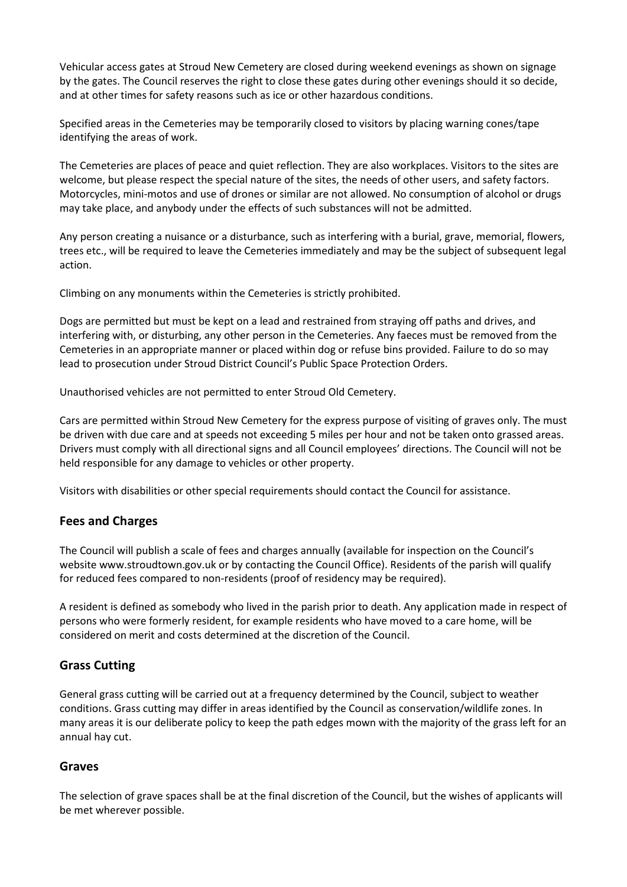Vehicular access gates at Stroud New Cemetery are closed during weekend evenings as shown on signage by the gates. The Council reserves the right to close these gates during other evenings should it so decide, and at other times for safety reasons such as ice or other hazardous conditions.

Specified areas in the Cemeteries may be temporarily closed to visitors by placing warning cones/tape identifying the areas of work.

The Cemeteries are places of peace and quiet reflection. They are also workplaces. Visitors to the sites are welcome, but please respect the special nature of the sites, the needs of other users, and safety factors. Motorcycles, mini-motos and use of drones or similar are not allowed. No consumption of alcohol or drugs may take place, and anybody under the effects of such substances will not be admitted.

Any person creating a nuisance or a disturbance, such as interfering with a burial, grave, memorial, flowers, trees etc., will be required to leave the Cemeteries immediately and may be the subject of subsequent legal action.

Climbing on any monuments within the Cemeteries is strictly prohibited.

Dogs are permitted but must be kept on a lead and restrained from straying off paths and drives, and interfering with, or disturbing, any other person in the Cemeteries. Any faeces must be removed from the Cemeteries in an appropriate manner or placed within dog or refuse bins provided. Failure to do so may lead to prosecution under Stroud District Council's Public Space Protection Orders.

Unauthorised vehicles are not permitted to enter Stroud Old Cemetery.

Cars are permitted within Stroud New Cemetery for the express purpose of visiting of graves only. The must be driven with due care and at speeds not exceeding 5 miles per hour and not be taken onto grassed areas. Drivers must comply with all directional signs and all Council employees' directions. The Council will not be held responsible for any damage to vehicles or other property.

Visitors with disabilities or other special requirements should contact the Council for assistance.

## Fees and Charges

The Council will publish a scale of fees and charges annually (available for inspection on the Council's website www.stroudtown.gov.uk or by contacting the Council Office). Residents of the parish will qualify for reduced fees compared to non-residents (proof of residency may be required).

A resident is defined as somebody who lived in the parish prior to death. Any application made in respect of persons who were formerly resident, for example residents who have moved to a care home, will be considered on merit and costs determined at the discretion of the Council.

## Grass Cutting

General grass cutting will be carried out at a frequency determined by the Council, subject to weather conditions. Grass cutting may differ in areas identified by the Council as conservation/wildlife zones. In many areas it is our deliberate policy to keep the path edges mown with the majority of the grass left for an annual hay cut.

## Graves

The selection of grave spaces shall be at the final discretion of the Council, but the wishes of applicants will be met wherever possible.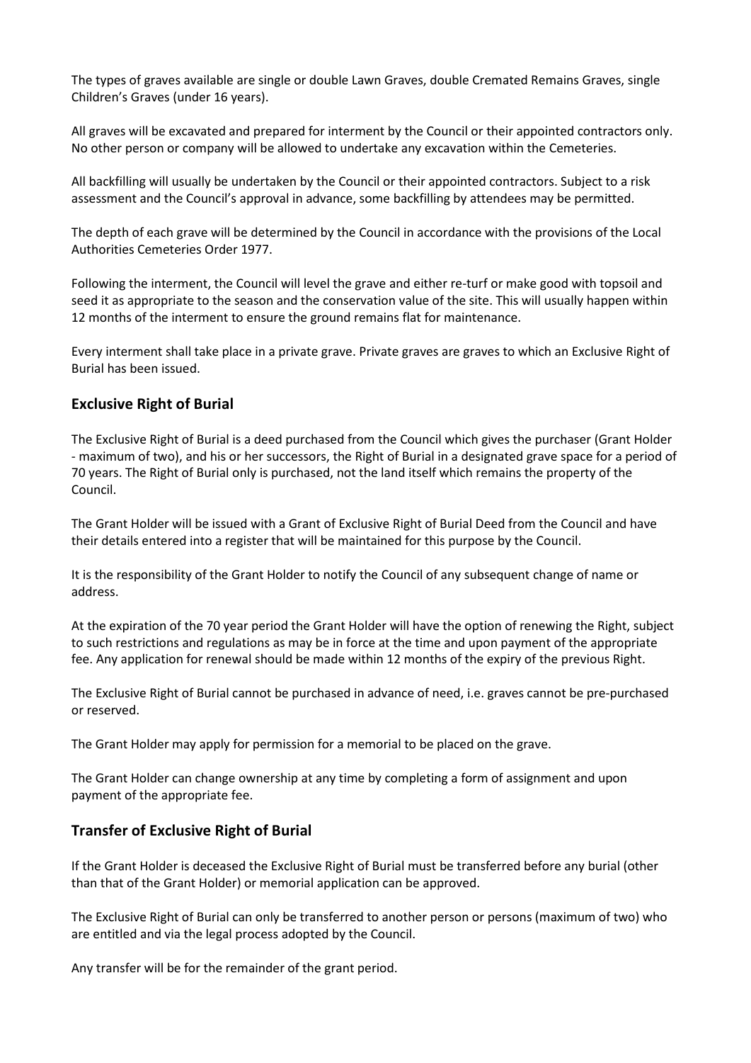The types of graves available are single or double Lawn Graves, double Cremated Remains Graves, single Children's Graves (under 16 years).

All graves will be excavated and prepared for interment by the Council or their appointed contractors only. No other person or company will be allowed to undertake any excavation within the Cemeteries.

All backfilling will usually be undertaken by the Council or their appointed contractors. Subject to a risk assessment and the Council's approval in advance, some backfilling by attendees may be permitted.

The depth of each grave will be determined by the Council in accordance with the provisions of the Local Authorities Cemeteries Order 1977.

Following the interment, the Council will level the grave and either re-turf or make good with topsoil and seed it as appropriate to the season and the conservation value of the site. This will usually happen within 12 months of the interment to ensure the ground remains flat for maintenance.

Every interment shall take place in a private grave. Private graves are graves to which an Exclusive Right of Burial has been issued.

## Exclusive Right of Burial

The Exclusive Right of Burial is a deed purchased from the Council which gives the purchaser (Grant Holder - maximum of two), and his or her successors, the Right of Burial in a designated grave space for a period of 70 years. The Right of Burial only is purchased, not the land itself which remains the property of the Council.

The Grant Holder will be issued with a Grant of Exclusive Right of Burial Deed from the Council and have their details entered into a register that will be maintained for this purpose by the Council.

It is the responsibility of the Grant Holder to notify the Council of any subsequent change of name or address.

At the expiration of the 70 year period the Grant Holder will have the option of renewing the Right, subject to such restrictions and regulations as may be in force at the time and upon payment of the appropriate fee. Any application for renewal should be made within 12 months of the expiry of the previous Right.

The Exclusive Right of Burial cannot be purchased in advance of need, i.e. graves cannot be pre-purchased or reserved.

The Grant Holder may apply for permission for a memorial to be placed on the grave.

The Grant Holder can change ownership at any time by completing a form of assignment and upon payment of the appropriate fee.

## Transfer of Exclusive Right of Burial

If the Grant Holder is deceased the Exclusive Right of Burial must be transferred before any burial (other than that of the Grant Holder) or memorial application can be approved.

The Exclusive Right of Burial can only be transferred to another person or persons (maximum of two) who are entitled and via the legal process adopted by the Council.

Any transfer will be for the remainder of the grant period.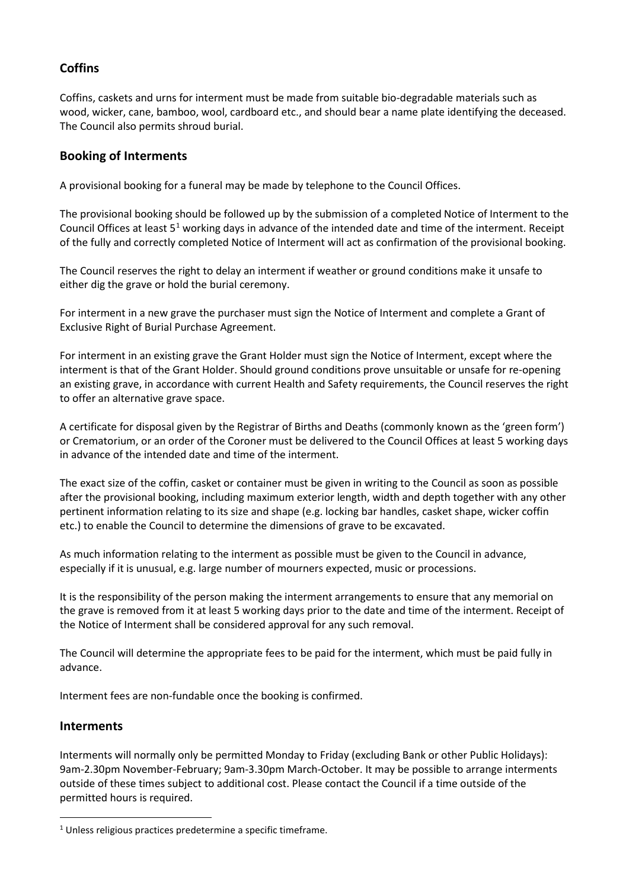## Coffins

Coffins, caskets and urns for interment must be made from suitable bio-degradable materials such as wood, wicker, cane, bamboo, wool, cardboard etc., and should bear a name plate identifying the deceased. The Council also permits shroud burial.

## Booking of Interments

A provisional booking for a funeral may be made by telephone to the Council Offices.

The provisional booking should be followed up by the submission of a completed Notice of Interment to the Council Offices at least 5[1] working days in advance of the intended date and time of the interment. Receipt of the fully and correctly completed Notice of Interment will act as confirmation of the provisional booking.

The Council reserves the right to delay an interment if weather or ground conditions make it unsafe to either dig the grave or hold the burial ceremony.

For interment in a new grave the purchaser must sign the Notice of Interment and complete a Grant of Exclusive Right of Burial Purchase Agreement.

For interment in an existing grave the Grant Holder must sign the Notice of Interment, except where the interment is that of the Grant Holder. Should ground conditions prove unsuitable or unsafe for re-opening an existing grave, in accordance with current Health and Safety requirements, the Council reserves the right to offer an alternative grave space.

A certificate for disposal given by the Registrar of Births and Deaths (commonly known as the 'green form') or Crematorium, or an order of the Coroner must be delivered to the Council Offices at least 5 working days in advance of the intended date and time of the interment.

The exact size of the coffin, casket or container must be given in writing to the Council as soon as possible after the provisional booking, including maximum exterior length, width and depth together with any other pertinent information relating to its size and shape (e.g. locking bar handles, casket shape, wicker coffin etc.) to enable the Council to determine the dimensions of grave to be excavated.

As much information relating to the interment as possible must be given to the Council in advance, especially if it is unusual, e.g. large number of mourners expected, music or processions.

It is the responsibility of the person making the interment arrangements to ensure that any memorial on the grave is removed from it at least 5 working days prior to the date and time of the interment. Receipt of the Notice of Interment shall be considered approval for any such removal.

The Council will determine the appropriate fees to be paid for the interment, which must be paid fully in advance.

Interment fees are non-fundable once the booking is confirmed.

## Interments

Interments will normally only be permitted Monday to Friday (excluding Bank or other Public Holidays): 9am-2.30pm November-February; 9am-3.30pm March-October. It may be possible to arrange interments outside of these times subject to additional cost. Please contact the Council if a time outside of the permitted hours is required.

---

[1] Unless religious practices predetermine a specific timeframe.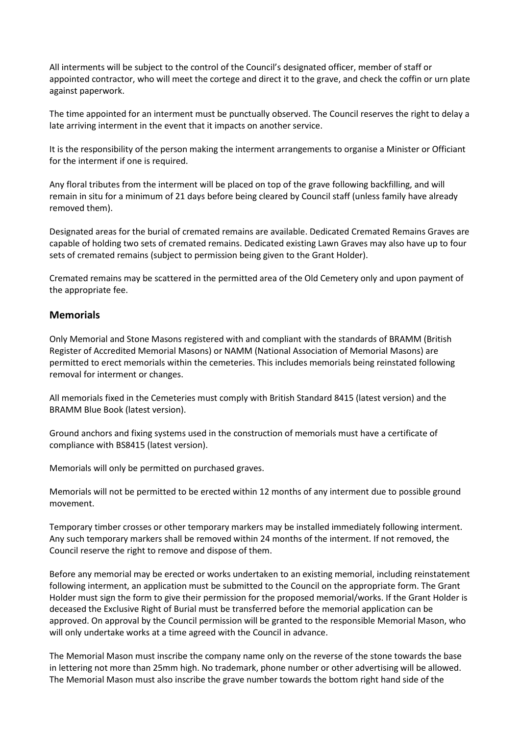All interments will be subject to the control of the Council's designated officer, member of staff or appointed contractor, who will meet the cortege and direct it to the grave, and check the coffin or urn plate against paperwork.

The time appointed for an interment must be punctually observed. The Council reserves the right to delay a late arriving interment in the event that it impacts on another service.

It is the responsibility of the person making the interment arrangements to organise a Minister or Officiant for the interment if one is required.

Any floral tributes from the interment will be placed on top of the grave following backfilling, and will remain in situ for a minimum of 21 days before being cleared by Council staff (unless family have already removed them).

Designated areas for the burial of cremated remains are available. Dedicated Cremated Remains Graves are capable of holding two sets of cremated remains. Dedicated existing Lawn Graves may also have up to four sets of cremated remains (subject to permission being given to the Grant Holder).

Cremated remains may be scattered in the permitted area of the Old Cemetery only and upon payment of the appropriate fee.

## Memorials

Only Memorial and Stone Masons registered with and compliant with the standards of BRAMM (British Register of Accredited Memorial Masons) or NAMM (National Association of Memorial Masons) are permitted to erect memorials within the cemeteries. This includes memorials being reinstated following removal for interment or changes.

All memorials fixed in the Cemeteries must comply with British Standard 8415 (latest version) and the BRAMM Blue Book (latest version).

Ground anchors and fixing systems used in the construction of memorials must have a certificate of compliance with BS8415 (latest version).

Memorials will only be permitted on purchased graves.

Memorials will not be permitted to be erected within 12 months of any interment due to possible ground movement.

Temporary timber crosses or other temporary markers may be installed immediately following interment. Any such temporary markers shall be removed within 24 months of the interment. If not removed, the Council reserve the right to remove and dispose of them.

Before any memorial may be erected or works undertaken to an existing memorial, including reinstatement following interment, an application must be submitted to the Council on the appropriate form. The Grant Holder must sign the form to give their permission for the proposed memorial/works. If the Grant Holder is deceased the Exclusive Right of Burial must be transferred before the memorial application can be approved. On approval by the Council permission will be granted to the responsible Memorial Mason, who will only undertake works at a time agreed with the Council in advance.

The Memorial Mason must inscribe the company name only on the reverse of the stone towards the base in lettering not more than 25mm high. No trademark, phone number or other advertising will be allowed. The Memorial Mason must also inscribe the grave number towards the bottom right hand side of the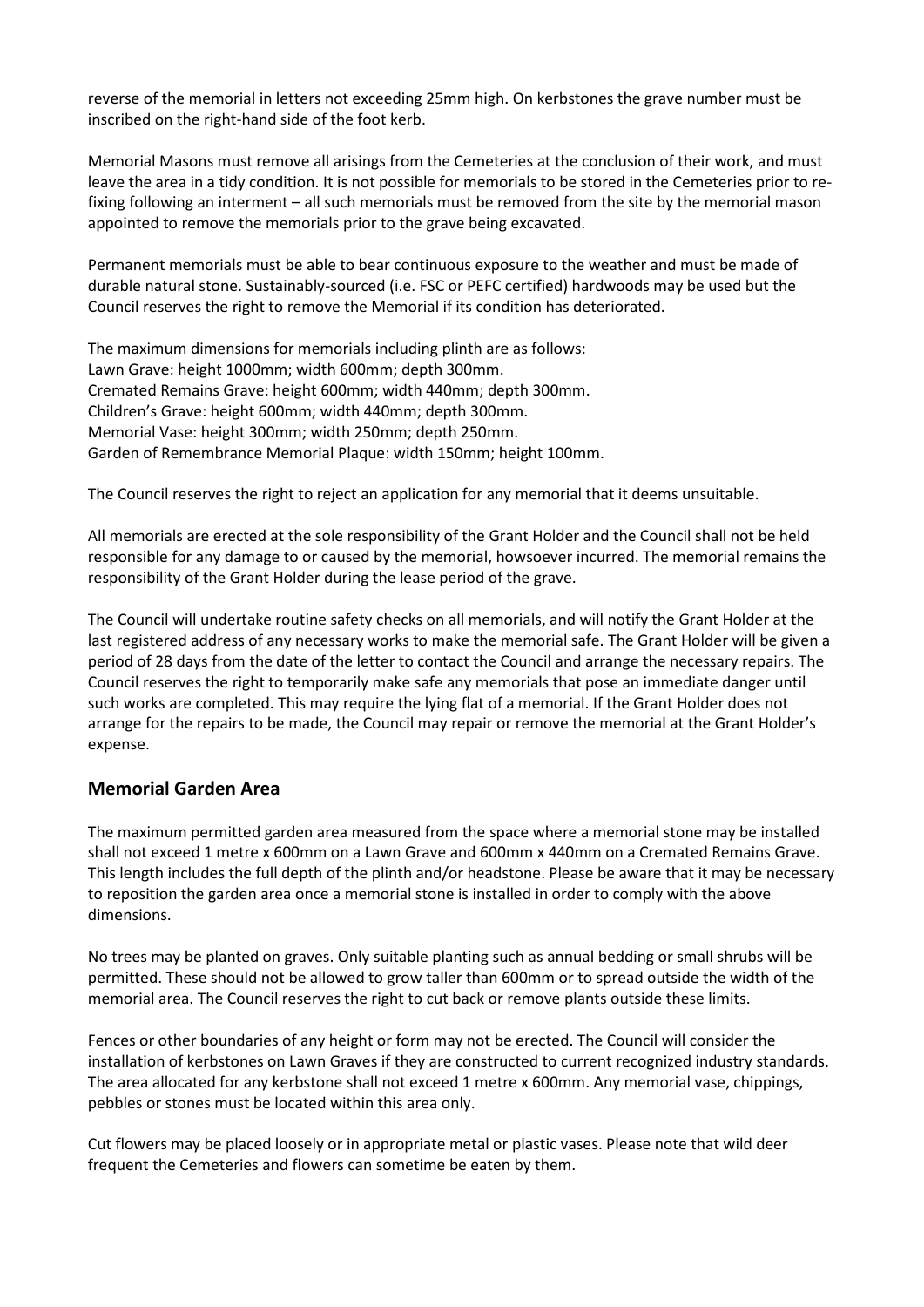reverse of the memorial in letters not exceeding 25mm high. On kerbstones the grave number must be inscribed on the right-hand side of the foot kerb.

Memorial Masons must remove all arisings from the Cemeteries at the conclusion of their work, and must leave the area in a tidy condition. It is not possible for memorials to be stored in the Cemeteries prior to re-fixing following an interment – all such memorials must be removed from the site by the memorial mason appointed to remove the memorials prior to the grave being excavated.

Permanent memorials must be able to bear continuous exposure to the weather and must be made of durable natural stone. Sustainably-sourced (i.e. FSC or PEFC certified) hardwoods may be used but the Council reserves the right to remove the Memorial if its condition has deteriorated.

The maximum dimensions for memorials including plinth are as follows:
Lawn Grave: height 1000mm; width 600mm; depth 300mm.
Cremated Remains Grave: height 600mm; width 440mm; depth 300mm.
Children's Grave: height 600mm; width 440mm; depth 300mm.
Memorial Vase: height 300mm; width 250mm; depth 250mm.
Garden of Remembrance Memorial Plaque: width 150mm; height 100mm.

The Council reserves the right to reject an application for any memorial that it deems unsuitable.

All memorials are erected at the sole responsibility of the Grant Holder and the Council shall not be held responsible for any damage to or caused by the memorial, howsoever incurred. The memorial remains the responsibility of the Grant Holder during the lease period of the grave.

The Council will undertake routine safety checks on all memorials, and will notify the Grant Holder at the last registered address of any necessary works to make the memorial safe. The Grant Holder will be given a period of 28 days from the date of the letter to contact the Council and arrange the necessary repairs. The Council reserves the right to temporarily make safe any memorials that pose an immediate danger until such works are completed. This may require the lying flat of a memorial. If the Grant Holder does not arrange for the repairs to be made, the Council may repair or remove the memorial at the Grant Holder's expense.

## Memorial Garden Area

The maximum permitted garden area measured from the space where a memorial stone may be installed shall not exceed 1 metre x 600mm on a Lawn Grave and 600mm x 440mm on a Cremated Remains Grave. This length includes the full depth of the plinth and/or headstone. Please be aware that it may be necessary to reposition the garden area once a memorial stone is installed in order to comply with the above dimensions.

No trees may be planted on graves. Only suitable planting such as annual bedding or small shrubs will be permitted. These should not be allowed to grow taller than 600mm or to spread outside the width of the memorial area. The Council reserves the right to cut back or remove plants outside these limits.

Fences or other boundaries of any height or form may not be erected. The Council will consider the installation of kerbstones on Lawn Graves if they are constructed to current recognized industry standards. The area allocated for any kerbstone shall not exceed 1 metre x 600mm. Any memorial vase, chippings, pebbles or stones must be located within this area only.

Cut flowers may be placed loosely or in appropriate metal or plastic vases. Please note that wild deer frequent the Cemeteries and flowers can sometime be eaten by them.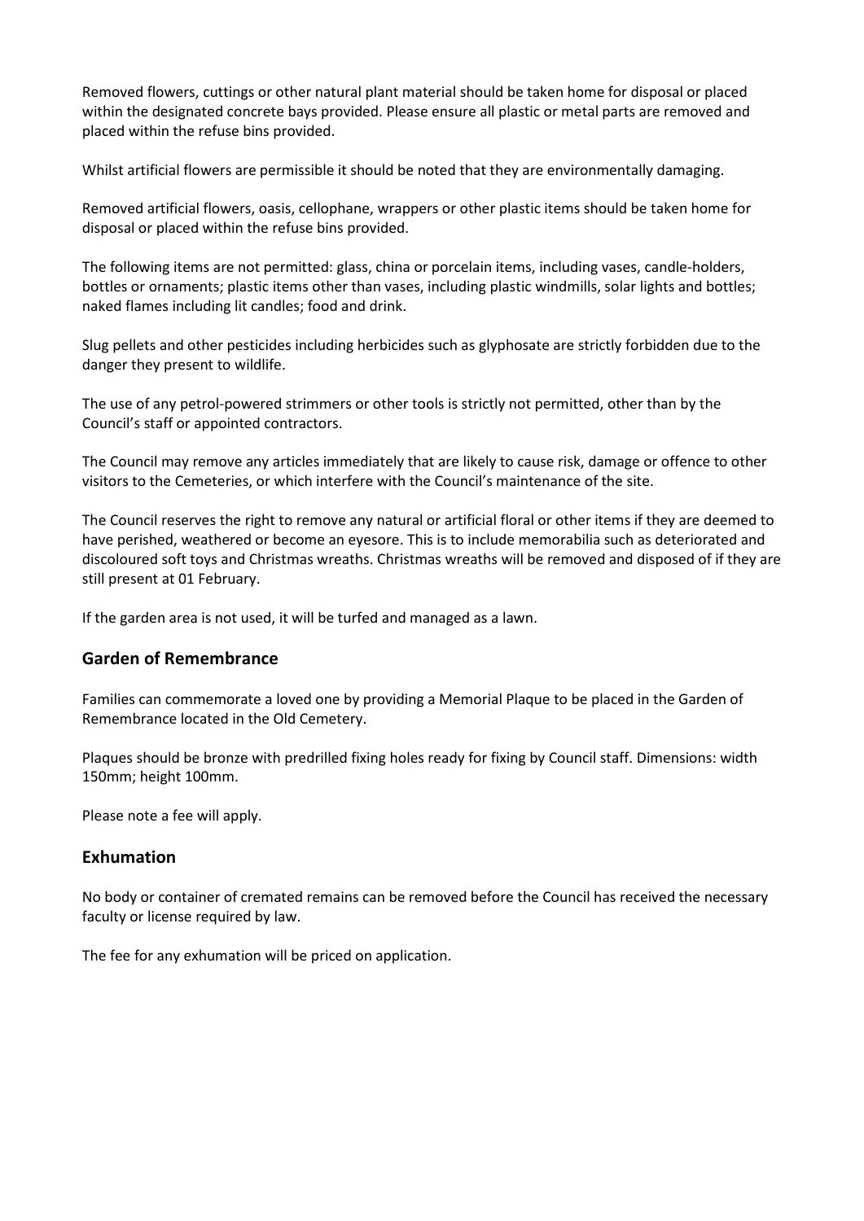Removed flowers, cuttings or other natural plant material should be taken home for disposal or placed within the designated concrete bays provided. Please ensure all plastic or metal parts are removed and placed within the refuse bins provided.

Whilst artificial flowers are permissible it should be noted that they are environmentally damaging.

Removed artificial flowers, oasis, cellophane, wrappers or other plastic items should be taken home for disposal or placed within the refuse bins provided.

The following items are not permitted: glass, china or porcelain items, including vases, candle-holders, bottles or ornaments; plastic items other than vases, including plastic windmills, solar lights and bottles; naked flames including lit candles; food and drink.

Slug pellets and other pesticides including herbicides such as glyphosate are strictly forbidden due to the danger they present to wildlife.

The use of any petrol-powered strimmers or other tools is strictly not permitted, other than by the Council's staff or appointed contractors.

The Council may remove any articles immediately that are likely to cause risk, damage or offence to other visitors to the Cemeteries, or which interfere with the Council's maintenance of the site.

The Council reserves the right to remove any natural or artificial floral or other items if they are deemed to have perished, weathered or become an eyesore. This is to include memorabilia such as deteriorated and discoloured soft toys and Christmas wreaths. Christmas wreaths will be removed and disposed of if they are still present at 01 February.

If the garden area is not used, it will be turfed and managed as a lawn.

## Garden of Remembrance

Families can commemorate a loved one by providing a Memorial Plaque to be placed in the Garden of Remembrance located in the Old Cemetery.

Plaques should be bronze with predrilled fixing holes ready for fixing by Council staff. Dimensions: width 150mm; height 100mm.

Please note a fee will apply.

## Exhumation

No body or container of cremated remains can be removed before the Council has received the necessary faculty or license required by law.

The fee for any exhumation will be priced on application.